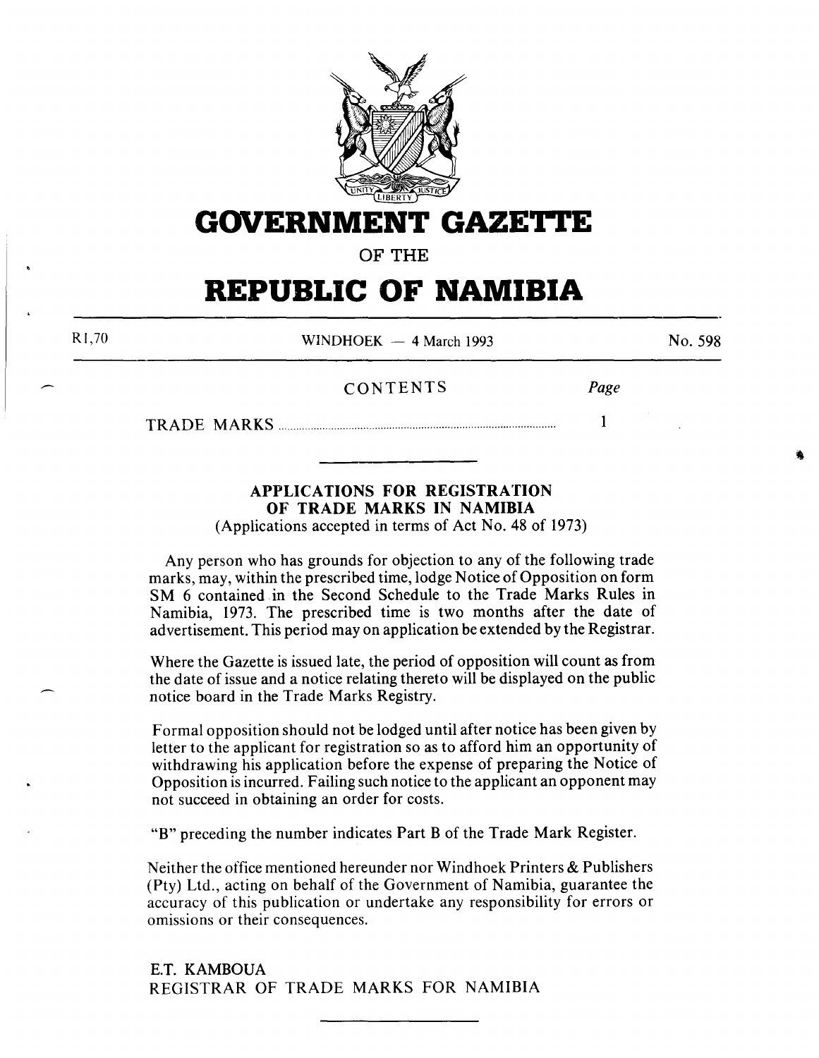# GOVERNMENT GAZETTE

OF THE

# REPUBLIC OF NAMIBIA

R1,70 WINDHOEK — 4 March 1993 No. 598

CONTENTS

| | Page |
|---|---|
| TRADE MARKS | 1 |

## APPLICATIONS FOR REGISTRATION OF TRADE MARKS IN NAMIBIA

(Applications accepted in terms of Act No. 48 of 1973)

Any person who has grounds for objection to any of the following trade marks, may, within the prescribed time, lodge Notice of Opposition on form SM 6 contained in the Second Schedule to the Trade Marks Rules in Namibia, 1973. The prescribed time is two months after the date of advertisement. This period may on application be extended by the Registrar.

Where the Gazette is issued late, the period of opposition will count as from the date of issue and a notice relating thereto will be displayed on the public notice board in the Trade Marks Registry.

Formal opposition should not be lodged until after notice has been given by letter to the applicant for registration so as to afford him an opportunity of withdrawing his application before the expense of preparing the Notice of Opposition is incurred. Failing such notice to the applicant an opponent may not succeed in obtaining an order for costs.

"B" preceding the number indicates Part B of the Trade Mark Register.

Neither the office mentioned hereunder nor Windhoek Printers & Publishers (Pty) Ltd., acting on behalf of the Government of Namibia, guarantee the accuracy of this publication or undertake any responsibility for errors or omissions or their consequences.

E.T. KAMBOUA
REGISTRAR OF TRADE MARKS FOR NAMIBIA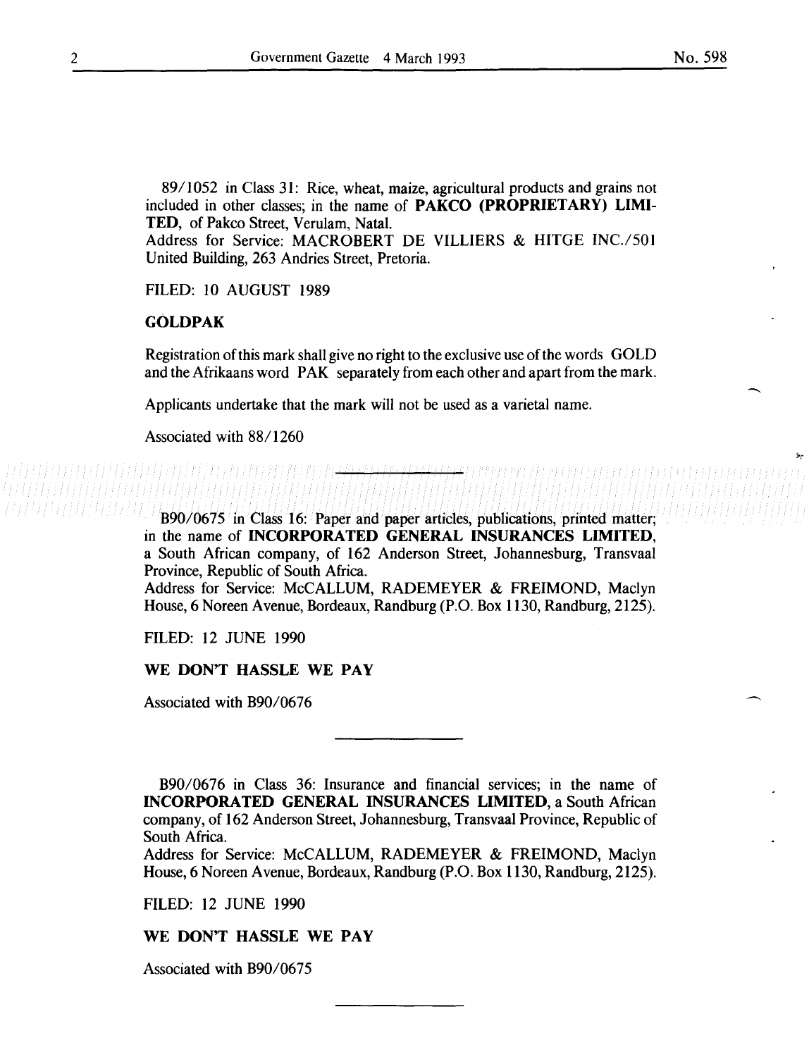89/1052 in Class 31: Rice, wheat, maize, agricultural products and grains not included in other classes; in the name of **PAKCO (PROPRIETARY) LIMITED**, of Pakco Street, Verulam, Natal.
Address for Service: MACROBERT DE VILLIERS & HITGE INC./501 United Building, 263 Andries Street, Pretoria.

FILED: 10 AUGUST 1989

**GOLDPAK**

Registration of this mark shall give no right to the exclusive use of the words GOLD and the Afrikaans word PAK separately from each other and apart from the mark.

Applicants undertake that the mark will not be used as a varietal name.

Associated with 88/1260

---

B90/0675 in Class 16: Paper and paper articles, publications, printed matter; in the name of **INCORPORATED GENERAL INSURANCES LIMITED**, a South African company, of 162 Anderson Street, Johannesburg, Transvaal Province, Republic of South Africa.
Address for Service: McCALLUM, RADEMEYER & FREIMOND, Maclyn House, 6 Noreen Avenue, Bordeaux, Randburg (P.O. Box 1130, Randburg, 2125).

FILED: 12 JUNE 1990

**WE DON'T HASSLE WE PAY**

Associated with B90/0676

---

B90/0676 in Class 36: Insurance and financial services; in the name of **INCORPORATED GENERAL INSURANCES LIMITED**, a South African company, of 162 Anderson Street, Johannesburg, Transvaal Province, Republic of South Africa.
Address for Service: McCALLUM, RADEMEYER & FREIMOND, Maclyn House, 6 Noreen Avenue, Bordeaux, Randburg (P.O. Box 1130, Randburg, 2125).

FILED: 12 JUNE 1990

**WE DON'T HASSLE WE PAY**

Associated with B90/0675

---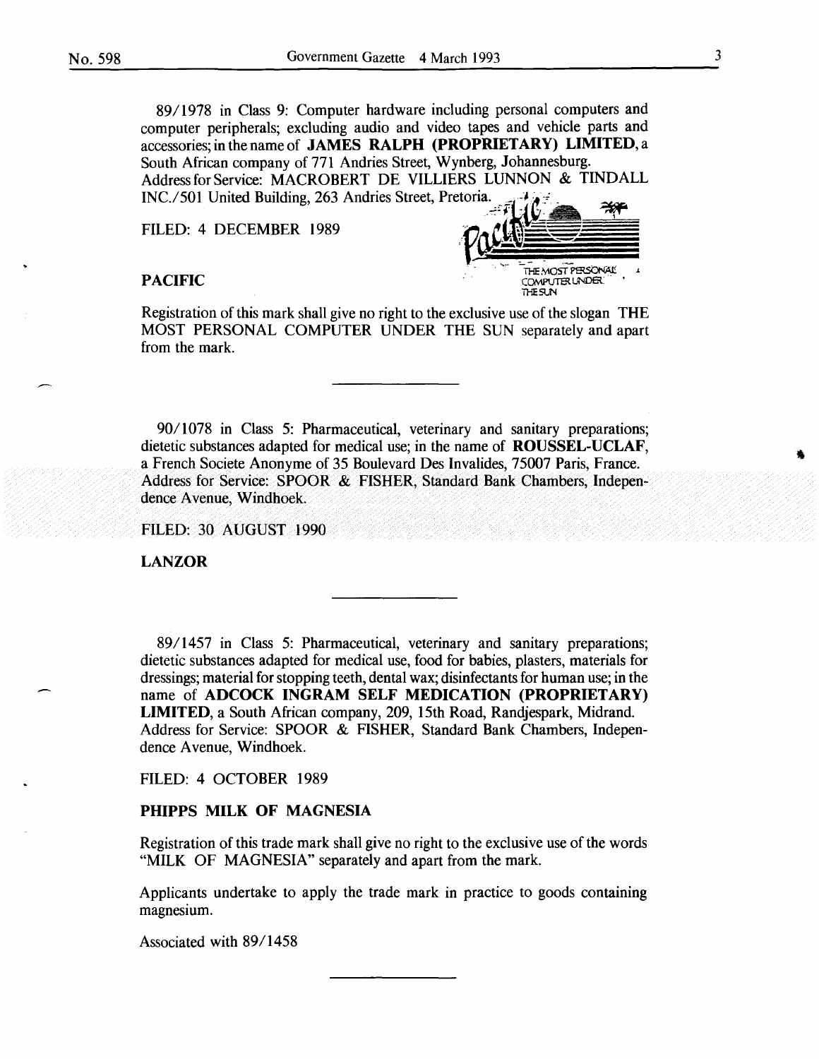89/1978 in Class 9: Computer hardware including personal computers and computer peripherals; excluding audio and video tapes and vehicle parts and accessories; in the name of **JAMES RALPH (PROPRIETARY) LIMITED**, a South African company of 771 Andries Street, Wynberg, Johannesburg.
Address for Service: MACROBERT DE VILLIERS LUNNON & TINDALL INC./501 United Building, 263 Andries Street, Pretoria.

FILED: 4 DECEMBER 1989

**PACIFIC**

Registration of this mark shall give no right to the exclusive use of the slogan THE MOST PERSONAL COMPUTER UNDER THE SUN separately and apart from the mark.

---

90/1078 in Class 5: Pharmaceutical, veterinary and sanitary preparations; dietetic substances adapted for medical use; in the name of **ROUSSEL-UCLAF**, a French Societe Anonyme of 35 Boulevard Des Invalides, 75007 Paris, France.
Address for Service: SPOOR & FISHER, Standard Bank Chambers, Independence Avenue, Windhoek.

FILED: 30 AUGUST 1990

**LANZOR**

---

89/1457 in Class 5: Pharmaceutical, veterinary and sanitary preparations; dietetic substances adapted for medical use, food for babies, plasters, materials for dressings; material for stopping teeth, dental wax; disinfectants for human use; in the name of **ADCOCK INGRAM SELF MEDICATION (PROPRIETARY) LIMITED**, a South African company, 209, 15th Road, Randjespark, Midrand.
Address for Service: SPOOR & FISHER, Standard Bank Chambers, Independence Avenue, Windhoek.

FILED: 4 OCTOBER 1989

**PHIPPS MILK OF MAGNESIA**

Registration of this trade mark shall give no right to the exclusive use of the words "MILK OF MAGNESIA" separately and apart from the mark.

Applicants undertake to apply the trade mark in practice to goods containing magnesium.

Associated with 89/1458

---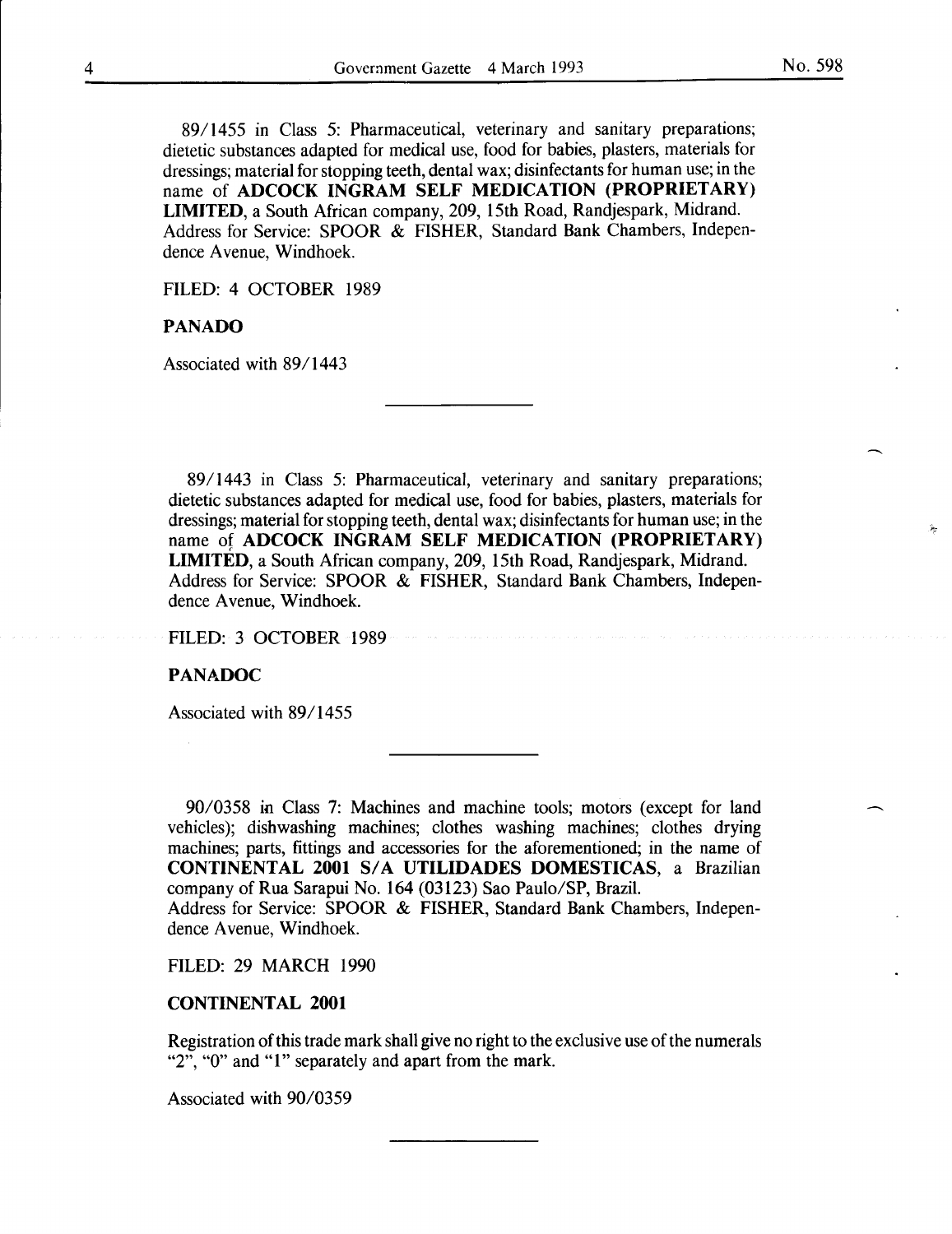89/1455 in Class 5: Pharmaceutical, veterinary and sanitary preparations; dietetic substances adapted for medical use, food for babies, plasters, materials for dressings; material for stopping teeth, dental wax; disinfectants for human use; in the name of **ADCOCK INGRAM SELF MEDICATION (PROPRIETARY) LIMITED**, a South African company, 209, 15th Road, Randjespark, Midrand. Address for Service: SPOOR & FISHER, Standard Bank Chambers, Independence Avenue, Windhoek.

FILED: 4 OCTOBER 1989

**PANADO**

Associated with 89/1443

---

89/1443 in Class 5: Pharmaceutical, veterinary and sanitary preparations; dietetic substances adapted for medical use, food for babies, plasters, materials for dressings; material for stopping teeth, dental wax; disinfectants for human use; in the name of **ADCOCK INGRAM SELF MEDICATION (PROPRIETARY) LIMITED**, a South African company, 209, 15th Road, Randjespark, Midrand. Address for Service: SPOOR & FISHER, Standard Bank Chambers, Independence Avenue, Windhoek.

FILED: 3 OCTOBER 1989

**PANADOC**

Associated with 89/1455

---

90/0358 in Class 7: Machines and machine tools; motors (except for land vehicles); dishwashing machines; clothes washing machines; clothes drying machines; parts, fittings and accessories for the aforementioned; in the name of **CONTINENTAL 2001 S/A UTILIDADES DOMESTICAS**, a Brazilian company of Rua Sarapui No. 164 (03123) Sao Paulo/SP, Brazil.
Address for Service: SPOOR & FISHER, Standard Bank Chambers, Independence Avenue, Windhoek.

FILED: 29 MARCH 1990

**CONTINENTAL 2001**

Registration of this trade mark shall give no right to the exclusive use of the numerals "2", "0" and "1" separately and apart from the mark.

Associated with 90/0359

---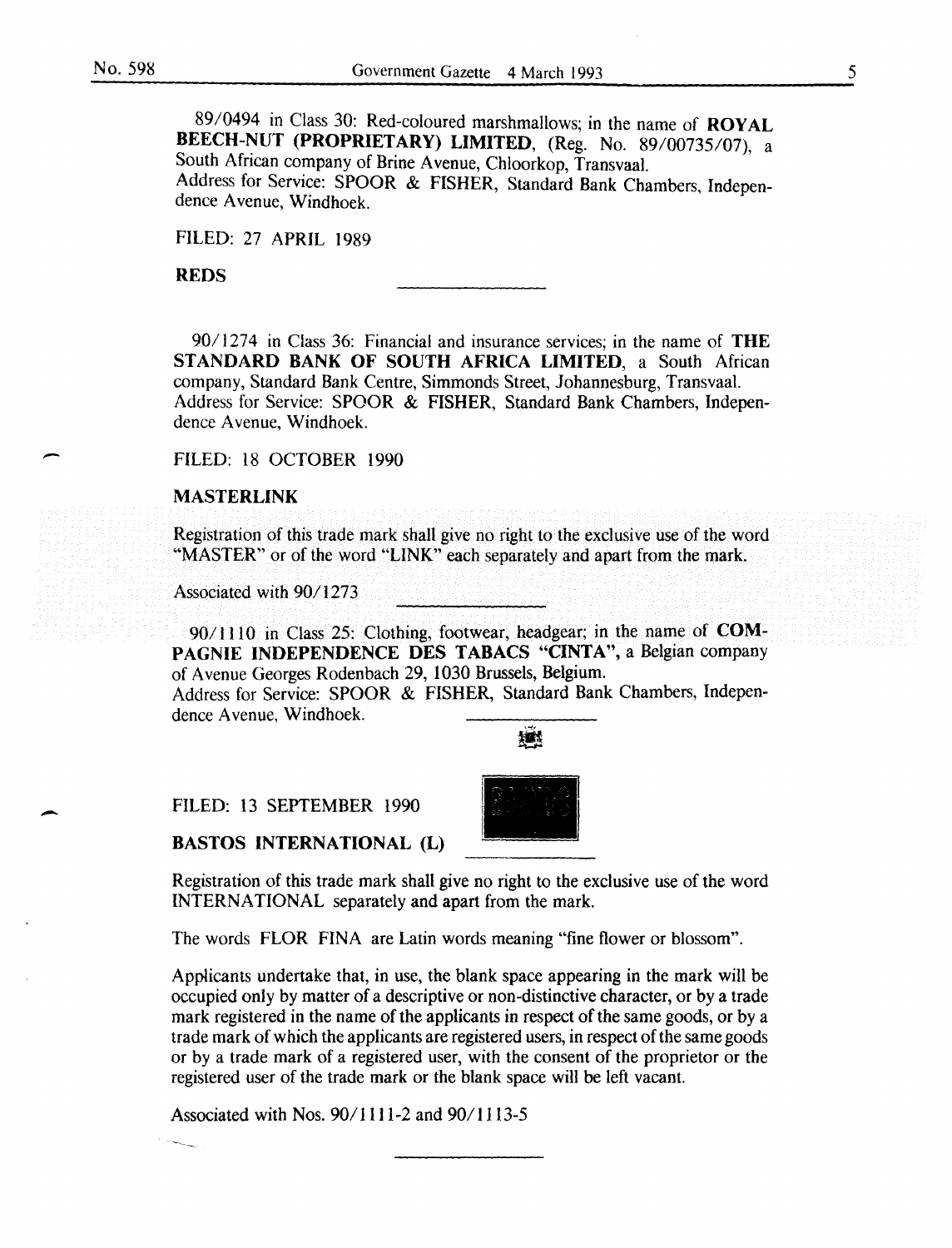89/0494 in Class 30: Red-coloured marshmallows; in the name of **ROYAL BEECH-NUT (PROPRIETARY) LIMITED**, (Reg. No. 89/00735/07), a South African company of Brine Avenue, Chloorkop, Transvaal.
Address for Service: SPOOR & FISHER, Standard Bank Chambers, Independence Avenue, Windhoek.

FILED: 27 APRIL 1989

**REDS**

---

90/1274 in Class 36: Financial and insurance services; in the name of **THE STANDARD BANK OF SOUTH AFRICA LIMITED**, a South African company, Standard Bank Centre, Simmonds Street, Johannesburg, Transvaal.
Address for Service: SPOOR & FISHER, Standard Bank Chambers, Independence Avenue, Windhoek.

FILED: 18 OCTOBER 1990

**MASTERLINK**

Registration of this trade mark shall give no right to the exclusive use of the word "MASTER" or of the word "LINK" each separately and apart from the mark.

Associated with 90/1273

---

90/1110 in Class 25: Clothing, footwear, headgear; in the name of **COMPAGNIE INDEPENDENCE DES TABACS "CINTA"**, a Belgian company of Avenue Georges Rodenbach 29, 1030 Brussels, Belgium.
Address for Service: SPOOR & FISHER, Standard Bank Chambers, Independence Avenue, Windhoek.

FILED: 13 SEPTEMBER 1990

**BASTOS INTERNATIONAL (L)**

Registration of this trade mark shall give no right to the exclusive use of the word INTERNATIONAL separately and apart from the mark.

The words FLOR FINA are Latin words meaning "fine flower or blossom".

Applicants undertake that, in use, the blank space appearing in the mark will be occupied only by matter of a descriptive or non-distinctive character, or by a trade mark registered in the name of the applicants in respect of the same goods, or by a trade mark of which the applicants are registered users, in respect of the same goods or by a trade mark of a registered user, with the consent of the proprietor or the registered user of the trade mark or the blank space will be left vacant.

Associated with Nos. 90/1111-2 and 90/1113-5

---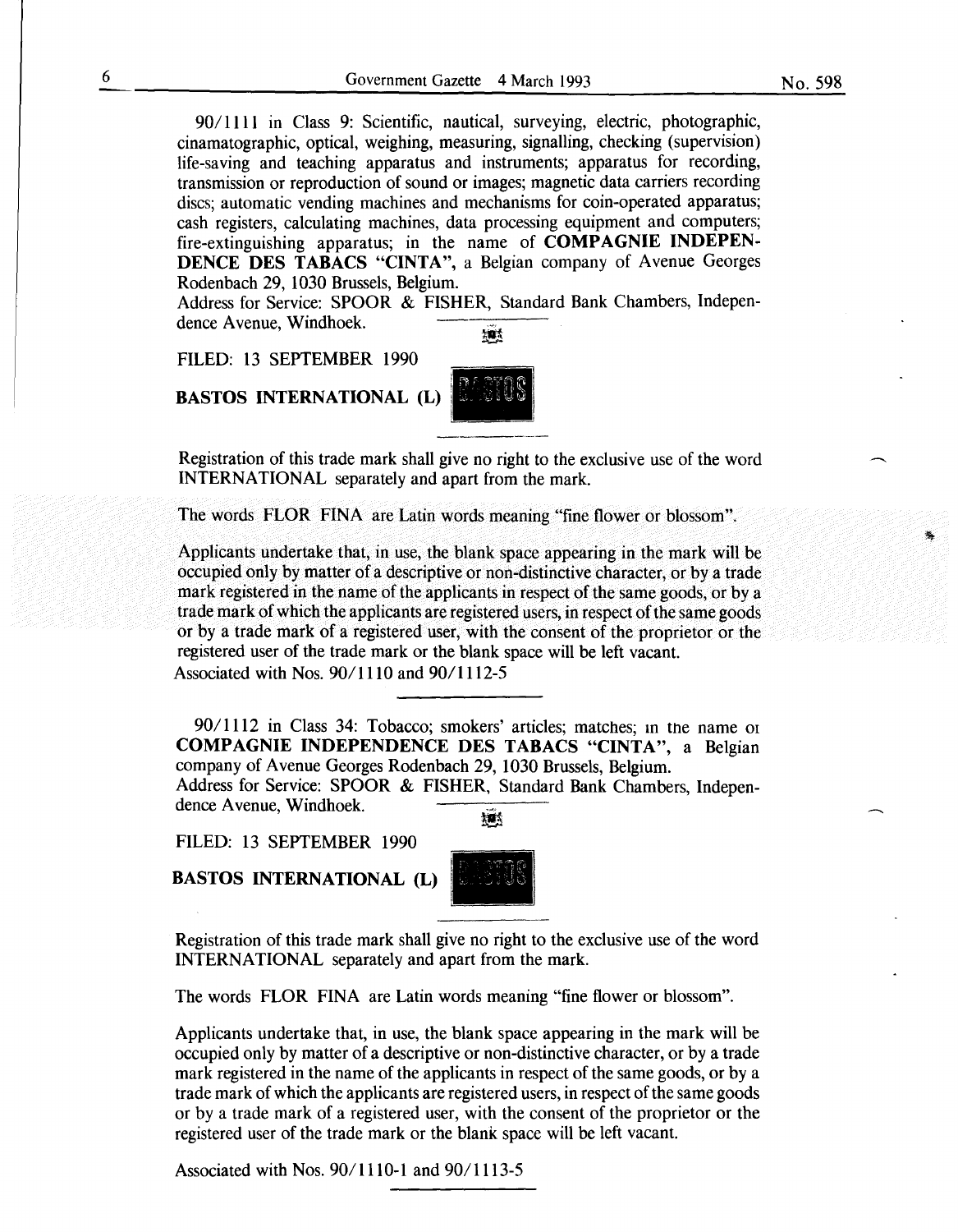90/1111 in Class 9: Scientific, nautical, surveying, electric, photographic, cinamatographic, optical, weighing, measuring, signalling, checking (supervision) life-saving and teaching apparatus and instruments; apparatus for recording, transmission or reproduction of sound or images; magnetic data carriers recording discs; automatic vending machines and mechanisms for coin-operated apparatus; cash registers, calculating machines, data processing equipment and computers; fire-extinguishing apparatus; in the name of **COMPAGNIE INDEPENDENCE DES TABACS "CINTA"**, a Belgian company of Avenue Georges Rodenbach 29, 1030 Brussels, Belgium.

Address for Service: SPOOR & FISHER, Standard Bank Chambers, Independence Avenue, Windhoek.

FILED: 13 SEPTEMBER 1990

**BASTOS INTERNATIONAL (L)**

Registration of this trade mark shall give no right to the exclusive use of the word INTERNATIONAL separately and apart from the mark.

The words FLOR FINA are Latin words meaning "fine flower or blossom".

Applicants undertake that, in use, the blank space appearing in the mark will be occupied only by matter of a descriptive or non-distinctive character, or by a trade mark registered in the name of the applicants in respect of the same goods, or by a trade mark of which the applicants are registered users, in respect of the same goods or by a trade mark of a registered user, with the consent of the proprietor or the registered user of the trade mark or the blank space will be left vacant.

Associated with Nos. 90/1110 and 90/1112-5

---

90/1112 in Class 34: Tobacco; smokers' articles; matches; in the name of **COMPAGNIE INDEPENDENCE DES TABACS "CINTA"**, a Belgian company of Avenue Georges Rodenbach 29, 1030 Brussels, Belgium.

Address for Service: SPOOR & FISHER, Standard Bank Chambers, Independence Avenue, Windhoek.

FILED: 13 SEPTEMBER 1990

**BASTOS INTERNATIONAL (L)**

Registration of this trade mark shall give no right to the exclusive use of the word INTERNATIONAL separately and apart from the mark.

The words FLOR FINA are Latin words meaning "fine flower or blossom".

Applicants undertake that, in use, the blank space appearing in the mark will be occupied only by matter of a descriptive or non-distinctive character, or by a trade mark registered in the name of the applicants in respect of the same goods, or by a trade mark of which the applicants are registered users, in respect of the same goods or by a trade mark of a registered user, with the consent of the proprietor or the registered user of the trade mark or the blank space will be left vacant.

Associated with Nos. 90/1110-1 and 90/1113-5

---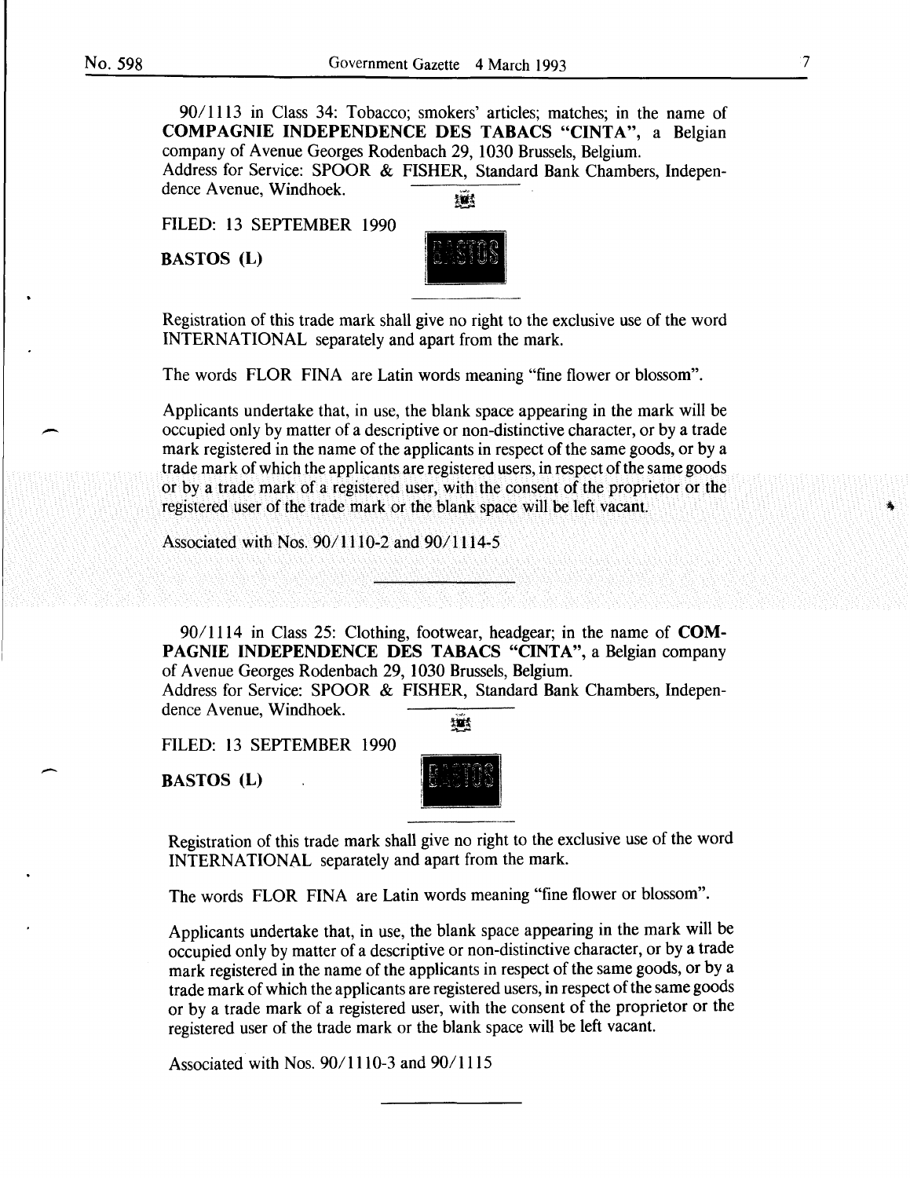90/1113 in Class 34: Tobacco; smokers' articles; matches; in the name of **COMPAGNIE INDEPENDENCE DES TABACS "CINTA"**, a Belgian company of Avenue Georges Rodenbach 29, 1030 Brussels, Belgium.
Address for Service: SPOOR & FISHER, Standard Bank Chambers, Independence Avenue, Windhoek.

FILED: 13 SEPTEMBER 1990

**BASTOS (L)**

Registration of this trade mark shall give no right to the exclusive use of the word INTERNATIONAL separately and apart from the mark.

The words FLOR FINA are Latin words meaning "fine flower or blossom".

Applicants undertake that, in use, the blank space appearing in the mark will be occupied only by matter of a descriptive or non-distinctive character, or by a trade mark registered in the name of the applicants in respect of the same goods, or by a trade mark of which the applicants are registered users, in respect of the same goods or by a trade mark of a registered user, with the consent of the proprietor or the registered user of the trade mark or the blank space will be left vacant.

Associated with Nos. 90/1110-2 and 90/1114-5

---

90/1114 in Class 25: Clothing, footwear, headgear; in the name of **COMPAGNIE INDEPENDENCE DES TABACS "CINTA"**, a Belgian company of Avenue Georges Rodenbach 29, 1030 Brussels, Belgium.
Address for Service: SPOOR & FISHER, Standard Bank Chambers, Independence Avenue, Windhoek.

FILED: 13 SEPTEMBER 1990

**BASTOS (L)**

Registration of this trade mark shall give no right to the exclusive use of the word INTERNATIONAL separately and apart from the mark.

The words FLOR FINA are Latin words meaning "fine flower or blossom".

Applicants undertake that, in use, the blank space appearing in the mark will be occupied only by matter of a descriptive or non-distinctive character, or by a trade mark registered in the name of the applicants in respect of the same goods, or by a trade mark of which the applicants are registered users, in respect of the same goods or by a trade mark of a registered user, with the consent of the proprietor or the registered user of the trade mark or the blank space will be left vacant.

Associated with Nos. 90/1110-3 and 90/1115

---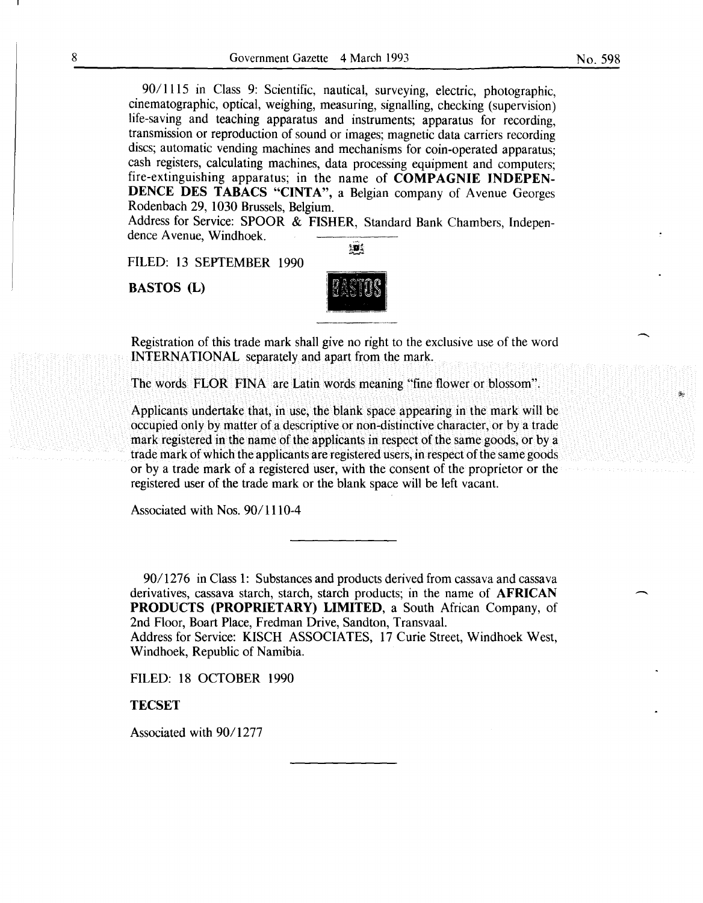90/1115 in Class 9: Scientific, nautical, surveying, electric, photographic, cinematographic, optical, weighing, measuring, signalling, checking (supervision) life-saving and teaching apparatus and instruments; apparatus for recording, transmission or reproduction of sound or images; magnetic data carriers recording discs; automatic vending machines and mechanisms for coin-operated apparatus; cash registers, calculating machines, data processing equipment and computers; fire-extinguishing apparatus; in the name of **COMPAGNIE INDEPENDENCE DES TABACS "CINTA"**, a Belgian company of Avenue Georges Rodenbach 29, 1030 Brussels, Belgium.
Address for Service: SPOOR & FISHER, Standard Bank Chambers, Independence Avenue, Windhoek.

FILED: 13 SEPTEMBER 1990

**BASTOS (L)**

Registration of this trade mark shall give no right to the exclusive use of the word INTERNATIONAL separately and apart from the mark.

The words FLOR FINA are Latin words meaning "fine flower or blossom".

Applicants undertake that, in use, the blank space appearing in the mark will be occupied only by matter of a descriptive or non-distinctive character, or by a trade mark registered in the name of the applicants in respect of the same goods, or by a trade mark of which the applicants are registered users, in respect of the same goods or by a trade mark of a registered user, with the consent of the proprietor or the registered user of the trade mark or the blank space will be left vacant.

Associated with Nos. 90/1110-4

---

90/1276 in Class 1: Substances and products derived from cassava and cassava derivatives, cassava starch, starch, starch products; in the name of **AFRICAN PRODUCTS (PROPRIETARY) LIMITED**, a South African Company, of 2nd Floor, Boart Place, Fredman Drive, Sandton, Transvaal.
Address for Service: KISCH ASSOCIATES, 17 Curie Street, Windhoek West, Windhoek, Republic of Namibia.

FILED: 18 OCTOBER 1990

**TECSET**

Associated with 90/1277

---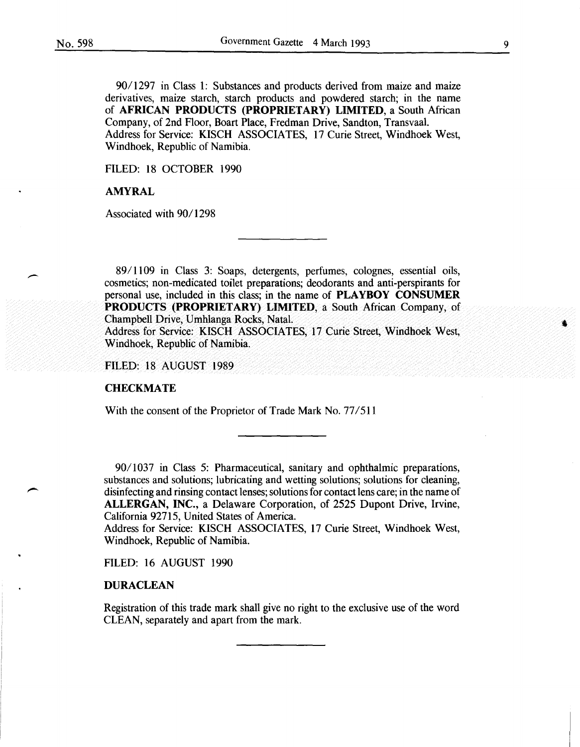90/1297 in Class 1: Substances and products derived from maize and maize derivatives, maize starch, starch products and powdered starch; in the name of **AFRICAN PRODUCTS (PROPRIETARY) LIMITED**, a South African Company, of 2nd Floor, Boart Place, Fredman Drive, Sandton, Transvaal.
Address for Service: KISCH ASSOCIATES, 17 Curie Street, Windhoek West, Windhoek, Republic of Namibia.

FILED: 18 OCTOBER 1990

**AMYRAL**

Associated with 90/1298

---

89/1109 in Class 3: Soaps, detergents, perfumes, colognes, essential oils, cosmetics; non-medicated toilet preparations; deodorants and anti-perspirants for personal use, included in this class; in the name of **PLAYBOY CONSUMER PRODUCTS (PROPRIETARY) LIMITED**, a South African Company, of Champbell Drive, Umhlanga Rocks, Natal.
Address for Service: KISCH ASSOCIATES, 17 Curie Street, Windhoek West, Windhoek, Republic of Namibia.

FILED: 18 AUGUST 1989

**CHECKMATE**

With the consent of the Proprietor of Trade Mark No. 77/511

---

90/1037 in Class 5: Pharmaceutical, sanitary and ophthalmic preparations, substances and solutions; lubricating and wetting solutions; solutions for cleaning, disinfecting and rinsing contact lenses; solutions for contact lens care; in the name of **ALLERGAN, INC.**, a Delaware Corporation, of 2525 Dupont Drive, Irvine, California 92715, United States of America.
Address for Service: KISCH ASSOCIATES, 17 Curie Street, Windhoek West, Windhoek, Republic of Namibia.

FILED: 16 AUGUST 1990

**DURACLEAN**

Registration of this trade mark shall give no right to the exclusive use of the word CLEAN, separately and apart from the mark.

---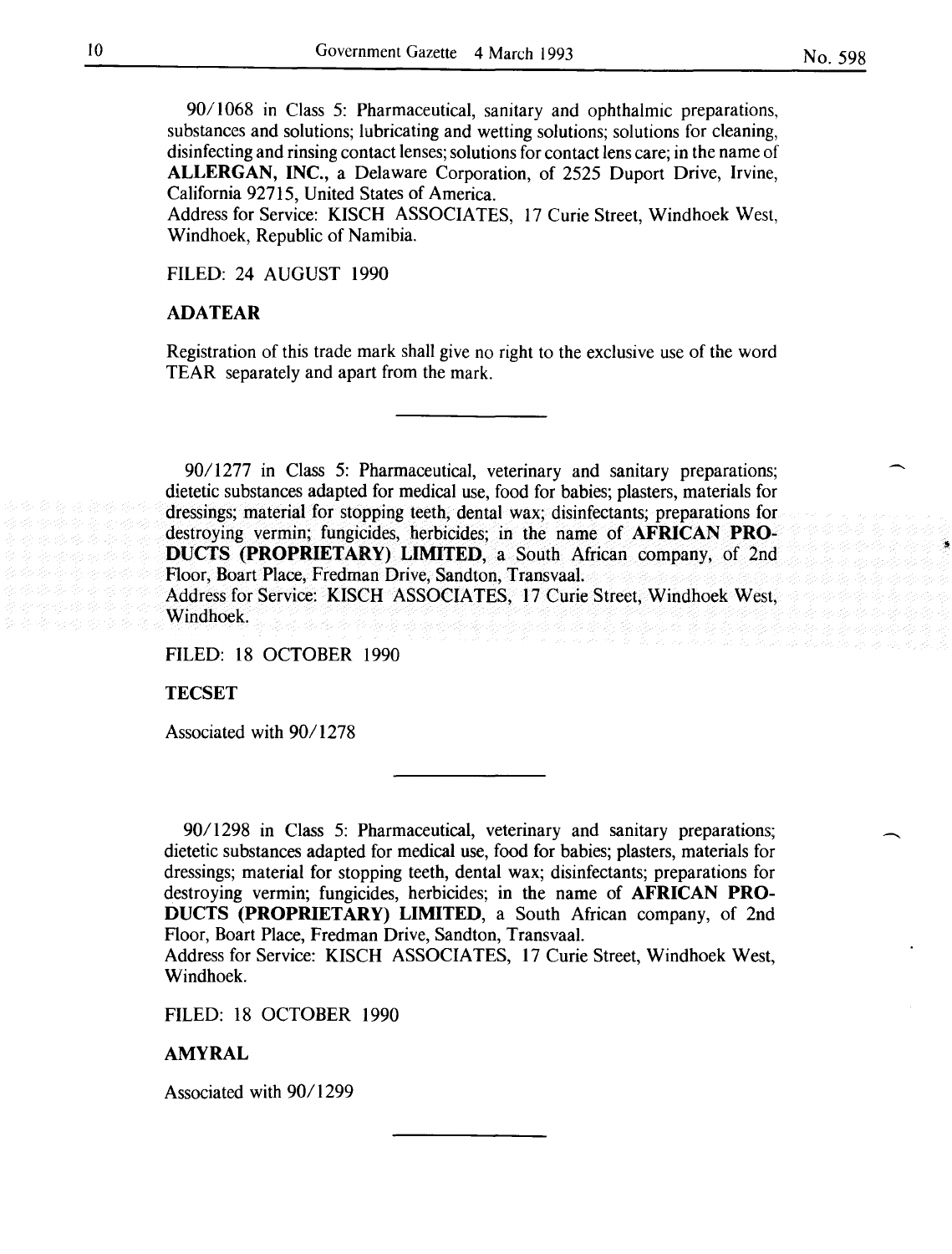90/1068 in Class 5: Pharmaceutical, sanitary and ophthalmic preparations, substances and solutions; lubricating and wetting solutions; solutions for cleaning, disinfecting and rinsing contact lenses; solutions for contact lens care; in the name of **ALLERGAN, INC.**, a Delaware Corporation, of 2525 Duport Drive, Irvine, California 92715, United States of America.
Address for Service: KISCH ASSOCIATES, 17 Curie Street, Windhoek West, Windhoek, Republic of Namibia.

FILED: 24 AUGUST 1990

**ADATEAR**

Registration of this trade mark shall give no right to the exclusive use of the word TEAR separately and apart from the mark.

---

90/1277 in Class 5: Pharmaceutical, veterinary and sanitary preparations; dietetic substances adapted for medical use, food for babies; plasters, materials for dressings; material for stopping teeth, dental wax; disinfectants; preparations for destroying vermin; fungicides, herbicides; in the name of **AFRICAN PRODUCTS (PROPRIETARY) LIMITED**, a South African company, of 2nd Floor, Boart Place, Fredman Drive, Sandton, Transvaal.
Address for Service: KISCH ASSOCIATES, 17 Curie Street, Windhoek West, Windhoek.

FILED: 18 OCTOBER 1990

**TECSET**

Associated with 90/1278

---

90/1298 in Class 5: Pharmaceutical, veterinary and sanitary preparations; dietetic substances adapted for medical use, food for babies; plasters, materials for dressings; material for stopping teeth, dental wax; disinfectants; preparations for destroying vermin; fungicides, herbicides; in the name of **AFRICAN PRODUCTS (PROPRIETARY) LIMITED**, a South African company, of 2nd Floor, Boart Place, Fredman Drive, Sandton, Transvaal.
Address for Service: KISCH ASSOCIATES, 17 Curie Street, Windhoek West, Windhoek.

FILED: 18 OCTOBER 1990

**AMYRAL**

Associated with 90/1299

---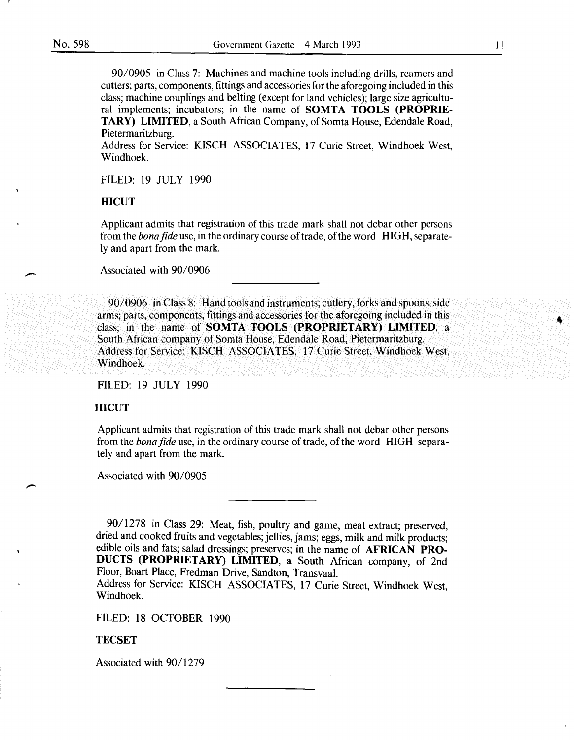90/0905 in Class 7: Machines and machine tools including drills, reamers and cutters; parts, components, fittings and accessories for the aforegoing included in this class; machine couplings and belting (except for land vehicles); large size agricultural implements; incubators; in the name of **SOMTA TOOLS (PROPRIETARY) LIMITED**, a South African Company, of Somta House, Edendale Road, Pietermaritzburg.
Address for Service: KISCH ASSOCIATES, 17 Curie Street, Windhoek West, Windhoek.

FILED: 19 JULY 1990

**HICUT**

Applicant admits that registration of this trade mark shall not debar other persons from the *bona fide* use, in the ordinary course of trade, of the word HIGH, separately and apart from the mark.

Associated with 90/0906

---

90/0906 in Class 8: Hand tools and instruments; cutlery, forks and spoons; side arms; parts, components, fittings and accessories for the aforegoing included in this class; in the name of **SOMTA TOOLS (PROPRIETARY) LIMITED**, a South African company of Somta House, Edendale Road, Pietermaritzburg.
Address for Service: KISCH ASSOCIATES, 17 Curie Street, Windhoek West, Windhoek.

FILED: 19 JULY 1990

**HICUT**

Applicant admits that registration of this trade mark shall not debar other persons from the *bona fide* use, in the ordinary course of trade, of the word HIGH separately and apart from the mark.

Associated with 90/0905

---

90/1278 in Class 29: Meat, fish, poultry and game, meat extract; preserved, dried and cooked fruits and vegetables; jellies, jams; eggs, milk and milk products; edible oils and fats; salad dressings; preserves; in the name of **AFRICAN PRODUCTS (PROPRIETARY) LIMITED**, a South African company, of 2nd Floor, Boart Place, Fredman Drive, Sandton, Transvaal.
Address for Service: KISCH ASSOCIATES, 17 Curie Street, Windhoek West, Windhoek.

FILED: 18 OCTOBER 1990

**TECSET**

Associated with 90/1279

---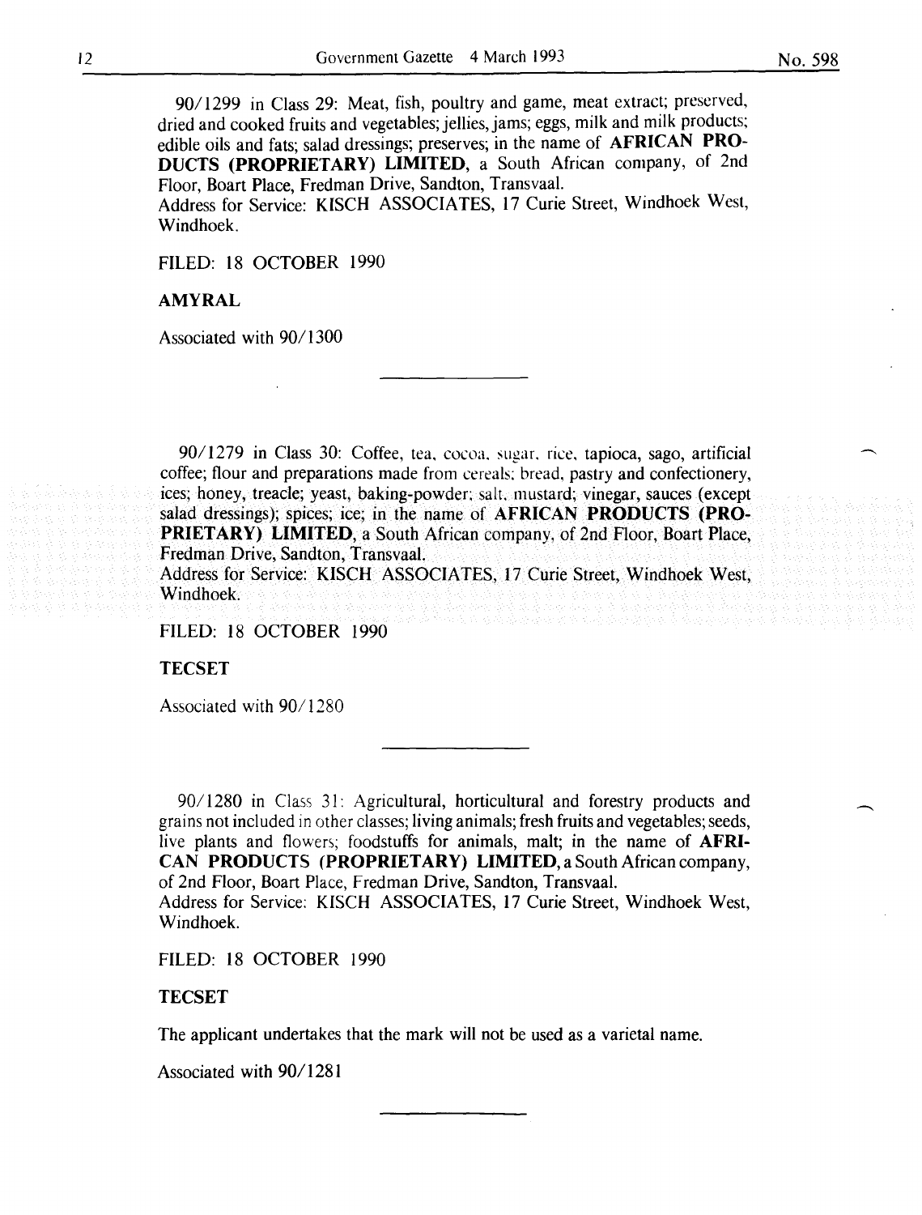90/1299 in Class 29: Meat, fish, poultry and game, meat extract; preserved, dried and cooked fruits and vegetables; jellies, jams; eggs, milk and milk products; edible oils and fats; salad dressings; preserves; in the name of **AFRICAN PRODUCTS (PROPRIETARY) LIMITED**, a South African company, of 2nd Floor, Boart Place, Fredman Drive, Sandton, Transvaal.
Address for Service: KISCH ASSOCIATES, 17 Curie Street, Windhoek West, Windhoek.

FILED: 18 OCTOBER 1990

**AMYRAL**

Associated with 90/1300

---

90/1279 in Class 30: Coffee, tea, cocoa, sugar, rice, tapioca, sago, artificial coffee; flour and preparations made from cereals; bread, pastry and confectionery, ices; honey, treacle; yeast, baking-powder; salt, mustard; vinegar, sauces (except salad dressings); spices; ice; in the name of **AFRICAN PRODUCTS (PROPRIETARY) LIMITED**, a South African company, of 2nd Floor, Boart Place, Fredman Drive, Sandton, Transvaal.
Address for Service: KISCH ASSOCIATES, 17 Curie Street, Windhoek West, Windhoek.

FILED: 18 OCTOBER 1990

**TECSET**

Associated with 90/1280

---

90/1280 in Class 31: Agricultural, horticultural and forestry products and grains not included in other classes; living animals; fresh fruits and vegetables; seeds, live plants and flowers; foodstuffs for animals, malt; in the name of **AFRICAN PRODUCTS (PROPRIETARY) LIMITED**, a South African company, of 2nd Floor, Boart Place, Fredman Drive, Sandton, Transvaal.
Address for Service: KISCH ASSOCIATES, 17 Curie Street, Windhoek West, Windhoek.

FILED: 18 OCTOBER 1990

**TECSET**

The applicant undertakes that the mark will not be used as a varietal name.

Associated with 90/1281

---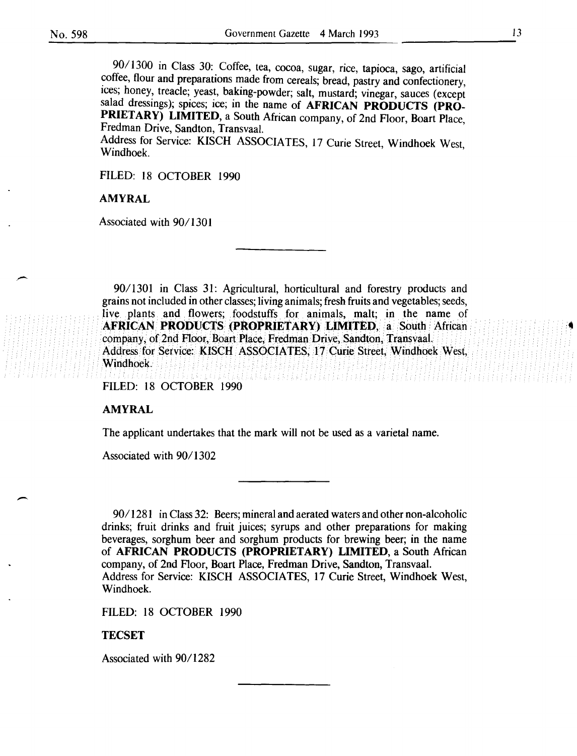90/1300 in Class 30: Coffee, tea, cocoa, sugar, rice, tapioca, sago, artificial coffee, flour and preparations made from cereals; bread, pastry and confectionery, ices; honey, treacle; yeast, baking-powder; salt, mustard; vinegar, sauces (except salad dressings); spices; ice; in the name of **AFRICAN PRODUCTS (PROPRIETARY) LIMITED**, a South African company, of 2nd Floor, Boart Place, Fredman Drive, Sandton, Transvaal.
Address for Service: KISCH ASSOCIATES, 17 Curie Street, Windhoek West, Windhoek.

FILED: 18 OCTOBER 1990

**AMYRAL**

Associated with 90/1301

---

90/1301 in Class 31: Agricultural, horticultural and forestry products and grains not included in other classes; living animals; fresh fruits and vegetables; seeds, live plants and flowers; foodstuffs for animals, malt; in the name of **AFRICAN PRODUCTS (PROPRIETARY) LIMITED**, a South African company, of 2nd Floor, Boart Place, Fredman Drive, Sandton, Transvaal.
Address for Service: KISCH ASSOCIATES, 17 Curie Street, Windhoek West, Windhoek.

FILED: 18 OCTOBER 1990

**AMYRAL**

The applicant undertakes that the mark will not be used as a varietal name.

Associated with 90/1302

---

90/1281 in Class 32: Beers; mineral and aerated waters and other non-alcoholic drinks; fruit drinks and fruit juices; syrups and other preparations for making beverages, sorghum beer and sorghum products for brewing beer; in the name of **AFRICAN PRODUCTS (PROPRIETARY) LIMITED**, a South African company, of 2nd Floor, Boart Place, Fredman Drive, Sandton, Transvaal.
Address for Service: KISCH ASSOCIATES, 17 Curie Street, Windhoek West, Windhoek.

FILED: 18 OCTOBER 1990

**TECSET**

Associated with 90/1282

---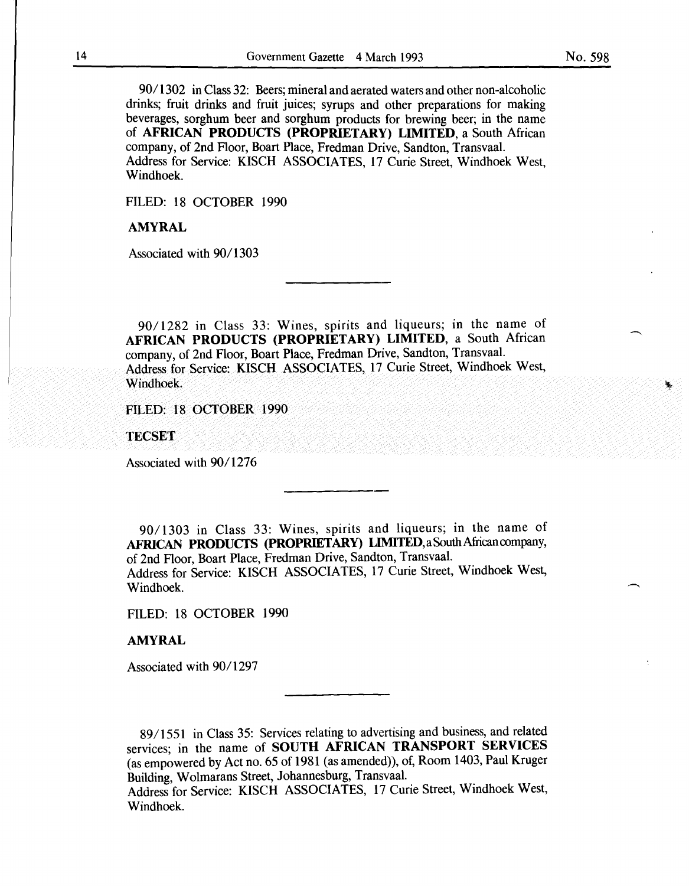90/1302 in Class 32: Beers; mineral and aerated waters and other non-alcoholic drinks; fruit drinks and fruit juices; syrups and other preparations for making beverages, sorghum beer and sorghum products for brewing beer; in the name of **AFRICAN PRODUCTS (PROPRIETARY) LIMITED**, a South African company, of 2nd Floor, Boart Place, Fredman Drive, Sandton, Transvaal.
Address for Service: KISCH ASSOCIATES, 17 Curie Street, Windhoek West, Windhoek.

FILED: 18 OCTOBER 1990

**AMYRAL**

Associated with 90/1303

---

90/1282 in Class 33: Wines, spirits and liqueurs; in the name of **AFRICAN PRODUCTS (PROPRIETARY) LIMITED**, a South African company, of 2nd Floor, Boart Place, Fredman Drive, Sandton, Transvaal.
Address for Service: KISCH ASSOCIATES, 17 Curie Street, Windhoek West, Windhoek.

FILED: 18 OCTOBER 1990

**TECSET**

Associated with 90/1276

---

90/1303 in Class 33: Wines, spirits and liqueurs; in the name of **AFRICAN PRODUCTS (PROPRIETARY) LIMITED**, a South African company, of 2nd Floor, Boart Place, Fredman Drive, Sandton, Transvaal.
Address for Service: KISCH ASSOCIATES, 17 Curie Street, Windhoek West, Windhoek.

FILED: 18 OCTOBER 1990

**AMYRAL**

Associated with 90/1297

---

89/1551 in Class 35: Services relating to advertising and business, and related services; in the name of **SOUTH AFRICAN TRANSPORT SERVICES** (as empowered by Act no. 65 of 1981 (as amended)), of, Room 1403, Paul Kruger Building, Wolmarans Street, Johannesburg, Transvaal.
Address for Service: KISCH ASSOCIATES, 17 Curie Street, Windhoek West, Windhoek.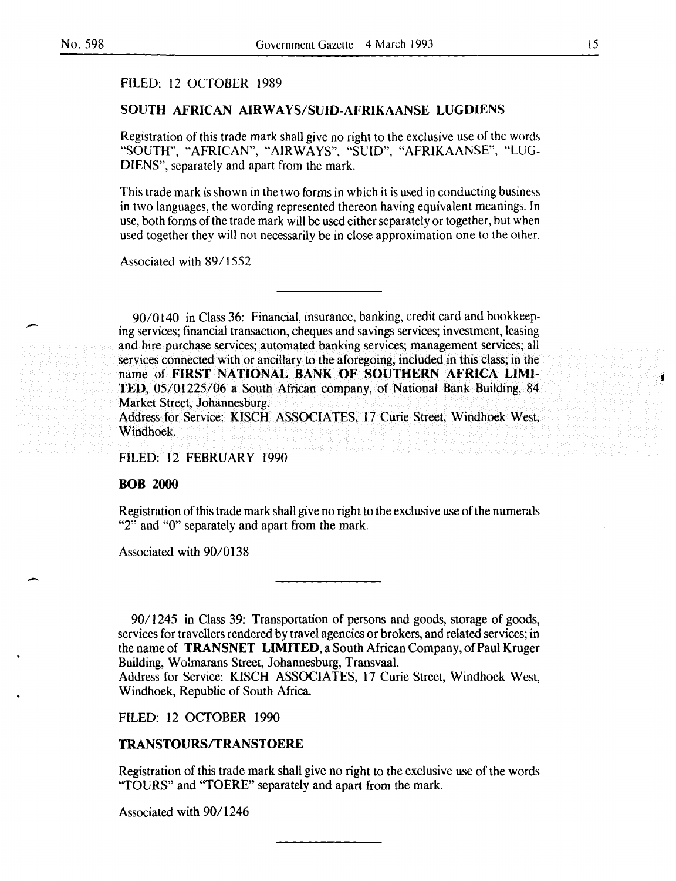FILED: 12 OCTOBER 1989

**SOUTH AFRICAN AIRWAYS/SUID-AFRIKAANSE LUGDIENS**

Registration of this trade mark shall give no right to the exclusive use of the words "SOUTH", "AFRICAN", "AIRWAYS", "SUID", "AFRIKAANSE", "LUGDIENS", separately and apart from the mark.

This trade mark is shown in the two forms in which it is used in conducting business in two languages, the wording represented thereon having equivalent meanings. In use, both forms of the trade mark will be used either separately or together, but when used together they will not necessarily be in close approximation one to the other.

Associated with 89/1552

---

90/0140 in Class 36: Financial, insurance, banking, credit card and bookkeeping services; financial transaction, cheques and savings services; investment, leasing and hire purchase services; automated banking services; management services; all services connected with or ancillary to the aforegoing, included in this class; in the name of **FIRST NATIONAL BANK OF SOUTHERN AFRICA LIMITED**, 05/01225/06 a South African company, of National Bank Building, 84 Market Street, Johannesburg.
Address for Service: KISCH ASSOCIATES, 17 Curie Street, Windhoek West, Windhoek.

FILED: 12 FEBRUARY 1990

**BOB 2000**

Registration of this trade mark shall give no right to the exclusive use of the numerals "2" and "0" separately and apart from the mark.

Associated with 90/0138

---

90/1245 in Class 39: Transportation of persons and goods, storage of goods, services for travellers rendered by travel agencies or brokers, and related services; in the name of **TRANSNET LIMITED**, a South African Company, of Paul Kruger Building, Wolmarans Street, Johannesburg, Transvaal.
Address for Service: KISCH ASSOCIATES, 17 Curie Street, Windhoek West, Windhoek, Republic of South Africa.

FILED: 12 OCTOBER 1990

**TRANSTOURS/TRANSTOERE**

Registration of this trade mark shall give no right to the exclusive use of the words "TOURS" and "TOERE" separately and apart from the mark.

Associated with 90/1246

---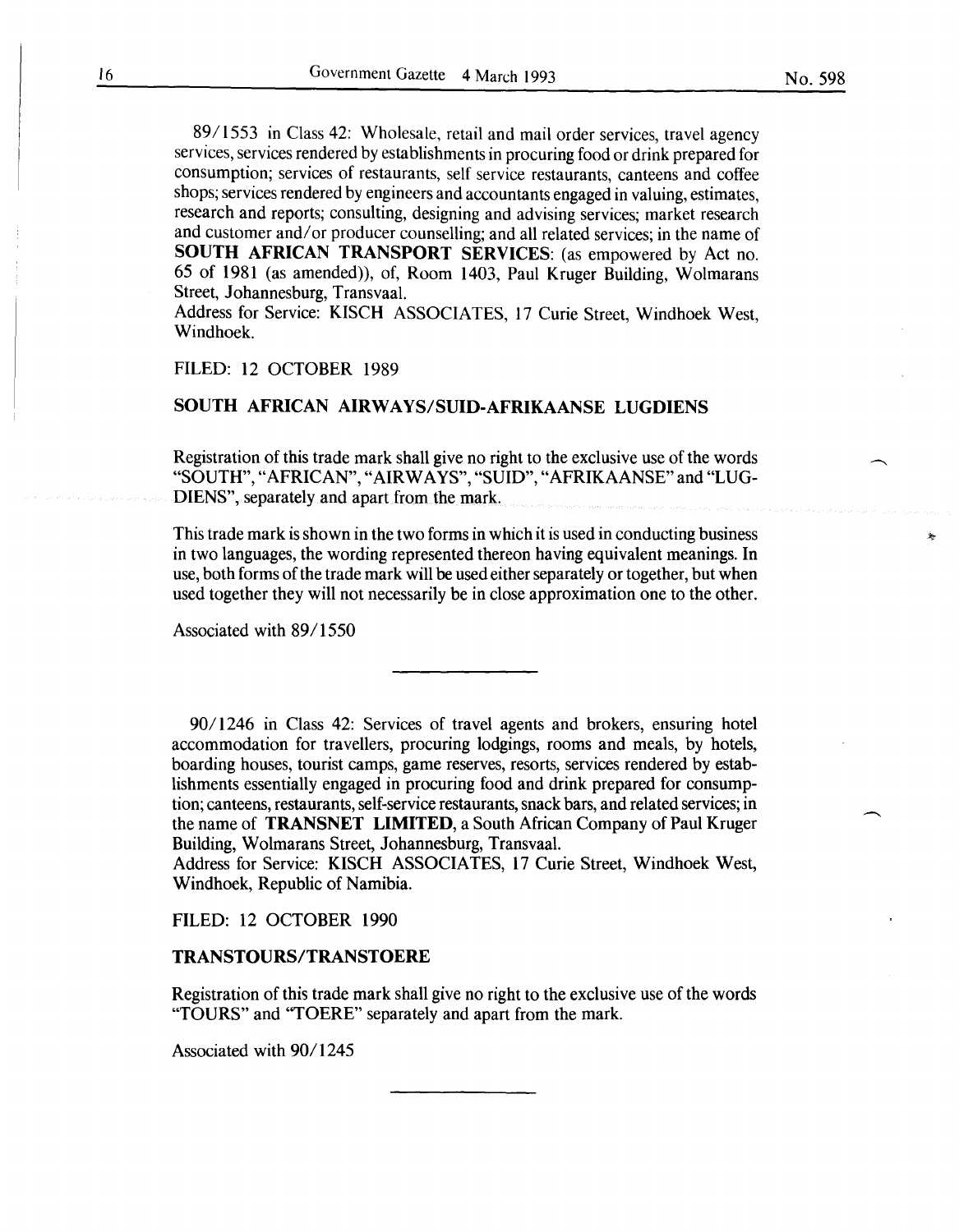89/1553 in Class 42: Wholesale, retail and mail order services, travel agency services, services rendered by establishments in procuring food or drink prepared for consumption; services of restaurants, self service restaurants, canteens and coffee shops; services rendered by engineers and accountants engaged in valuing, estimates, research and reports; consulting, designing and advising services; market research and customer and/or producer counselling; and all related services; in the name of **SOUTH AFRICAN TRANSPORT SERVICES**: (as empowered by Act no. 65 of 1981 (as amended)), of, Room 1403, Paul Kruger Building, Wolmarans Street, Johannesburg, Transvaal.
Address for Service: KISCH ASSOCIATES, 17 Curie Street, Windhoek West, Windhoek.

FILED: 12 OCTOBER 1989

**SOUTH AFRICAN AIRWAYS/SUID-AFRIKAANSE LUGDIENS**

Registration of this trade mark shall give no right to the exclusive use of the words "SOUTH", "AFRICAN", "AIRWAYS", "SUID", "AFRIKAANSE" and "LUGDIENS", separately and apart from the mark.

This trade mark is shown in the two forms in which it is used in conducting business in two languages, the wording represented thereon having equivalent meanings. In use, both forms of the trade mark will be used either separately or together, but when used together they will not necessarily be in close approximation one to the other.

Associated with 89/1550

---

90/1246 in Class 42: Services of travel agents and brokers, ensuring hotel accommodation for travellers, procuring lodgings, rooms and meals, by hotels, boarding houses, tourist camps, game reserves, resorts, services rendered by establishments essentially engaged in procuring food and drink prepared for consumption; canteens, restaurants, self-service restaurants, snack bars, and related services; in the name of **TRANSNET LIMITED**, a South African Company of Paul Kruger Building, Wolmarans Street, Johannesburg, Transvaal.
Address for Service: KISCH ASSOCIATES, 17 Curie Street, Windhoek West, Windhoek, Republic of Namibia.

FILED: 12 OCTOBER 1990

**TRANSTOURS/TRANSTOERE**

Registration of this trade mark shall give no right to the exclusive use of the words "TOURS" and "TOERE" separately and apart from the mark.

Associated with 90/1245

---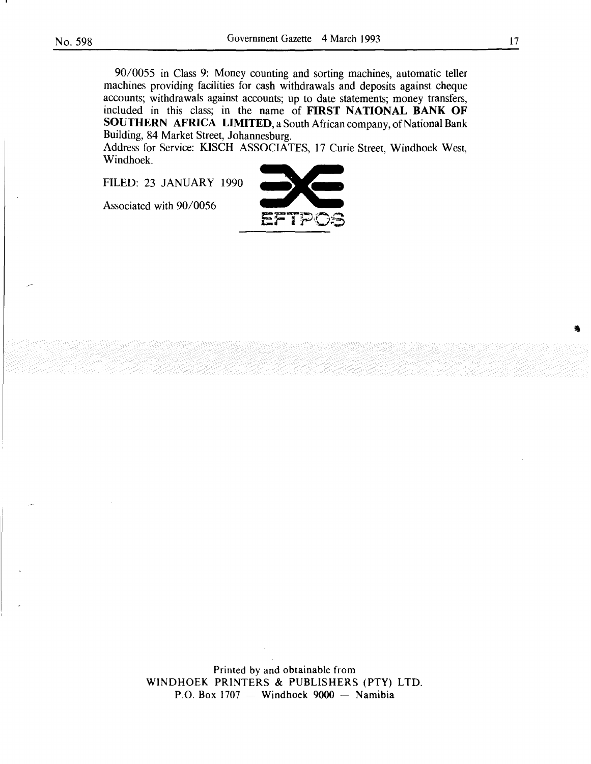90/0055 in Class 9: Money counting and sorting machines, automatic teller machines providing facilities for cash withdrawals and deposits against cheque accounts; withdrawals against accounts; up to date statements; money transfers, included in this class; in the name of **FIRST NATIONAL BANK OF SOUTHERN AFRICA LIMITED**, a South African company, of National Bank Building, 84 Market Street, Johannesburg.

Address for Service: KISCH ASSOCIATES, 17 Curie Street, Windhoek West, Windhoek.

FILED: 23 JANUARY 1990

Associated with 90/0056

EFTPOS

Printed by and obtainable from
WINDHOEK PRINTERS & PUBLISHERS (PTY) LTD.
P.O. Box 1707 — Windhoek 9000 — Namibia